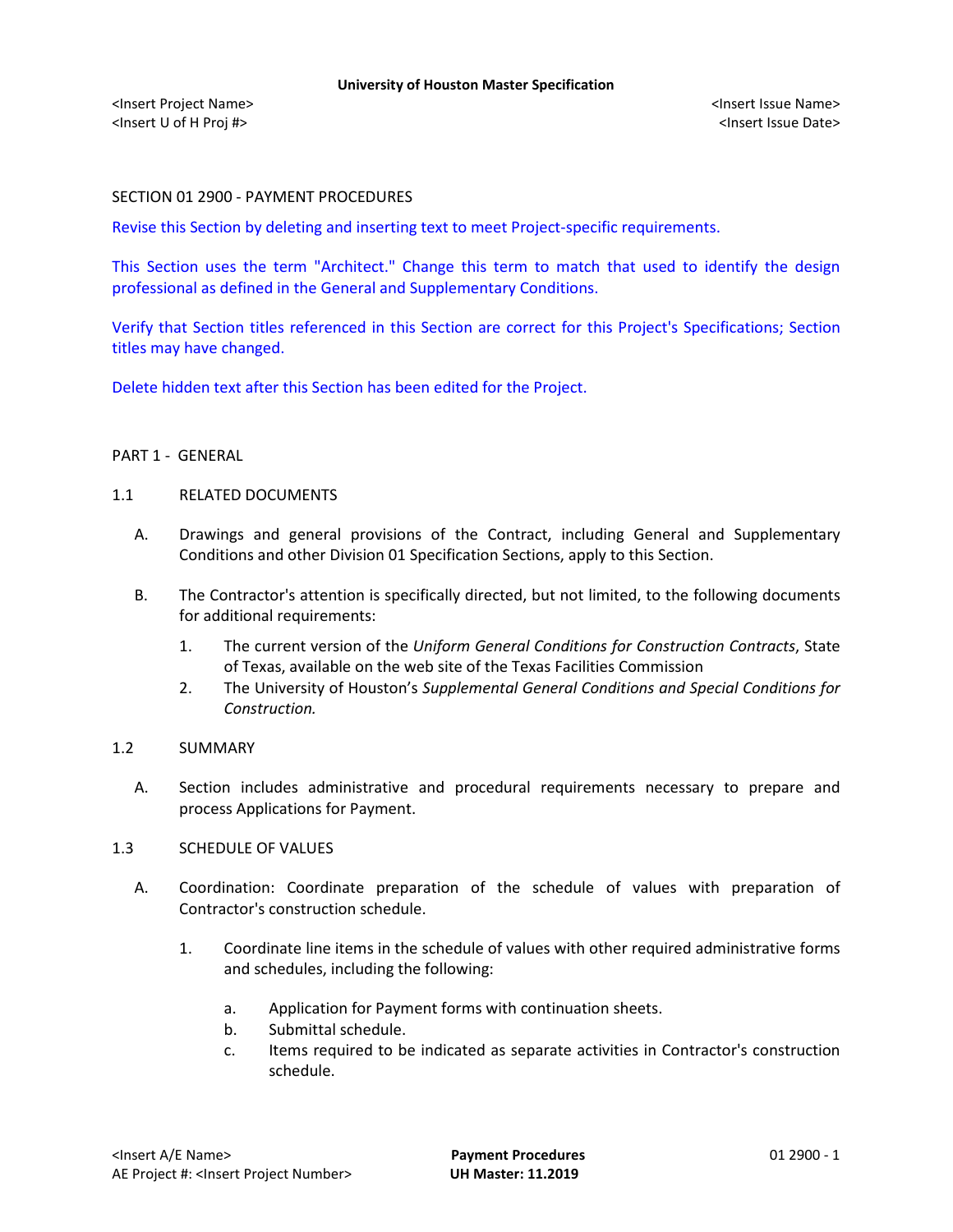University of Houston Master Specification

<Insert Project Name> <Insert Issue Name>
<Insert U of H Proj #> <Insert Issue Date>

# SECTION 01 2900 - PAYMENT PROCEDURES

Revise this Section by deleting and inserting text to meet Project-specific requirements.

This Section uses the term "Architect." Change this term to match that used to identify the design professional as defined in the General and Supplementary Conditions.

Verify that Section titles referenced in this Section are correct for this Project's Specifications; Section titles may have changed.

Delete hidden text after this Section has been edited for the Project.

## PART 1 - GENERAL

### 1.1 RELATED DOCUMENTS

A. Drawings and general provisions of the Contract, including General and Supplementary Conditions and other Division 01 Specification Sections, apply to this Section.

B. The Contractor's attention is specifically directed, but not limited, to the following documents for additional requirements:

1. The current version of the *Uniform General Conditions for Construction Contracts*, State of Texas, available on the web site of the Texas Facilities Commission
2. The University of Houston's *Supplemental General Conditions and Special Conditions for Construction.*

### 1.2 SUMMARY

A. Section includes administrative and procedural requirements necessary to prepare and process Applications for Payment.

### 1.3 SCHEDULE OF VALUES

A. Coordination: Coordinate preparation of the schedule of values with preparation of Contractor's construction schedule.

1. Coordinate line items in the schedule of values with other required administrative forms and schedules, including the following:

   a. Application for Payment forms with continuation sheets.
   b. Submittal schedule.
   c. Items required to be indicated as separate activities in Contractor's construction schedule.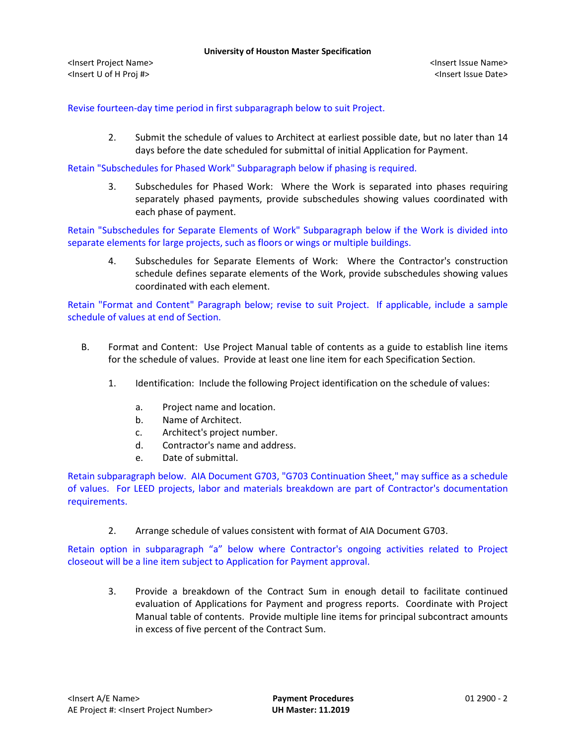Revise fourteen-day time period in first subparagraph below to suit Project.

2. Submit the schedule of values to Architect at earliest possible date, but no later than 14 days before the date scheduled for submittal of initial Application for Payment.

Retain "Subschedules for Phased Work" Subparagraph below if phasing is required.

3. Subschedules for Phased Work: Where the Work is separated into phases requiring separately phased payments, provide subschedules showing values coordinated with each phase of payment.

Retain "Subschedules for Separate Elements of Work" Subparagraph below if the Work is divided into separate elements for large projects, such as floors or wings or multiple buildings.

4. Subschedules for Separate Elements of Work: Where the Contractor's construction schedule defines separate elements of the Work, provide subschedules showing values coordinated with each element.

Retain "Format and Content" Paragraph below; revise to suit Project. If applicable, include a sample schedule of values at end of Section.

B. Format and Content: Use Project Manual table of contents as a guide to establish line items for the schedule of values. Provide at least one line item for each Specification Section.

1. Identification: Include the following Project identification on the schedule of values:

   a. Project name and location.
   b. Name of Architect.
   c. Architect's project number.
   d. Contractor's name and address.
   e. Date of submittal.

Retain subparagraph below. AIA Document G703, "G703 Continuation Sheet," may suffice as a schedule of values. For LEED projects, labor and materials breakdown are part of Contractor's documentation requirements.

2. Arrange schedule of values consistent with format of AIA Document G703.

Retain option in subparagraph "a" below where Contractor's ongoing activities related to Project closeout will be a line item subject to Application for Payment approval.

3. Provide a breakdown of the Contract Sum in enough detail to facilitate continued evaluation of Applications for Payment and progress reports. Coordinate with Project Manual table of contents. Provide multiple line items for principal subcontract amounts in excess of five percent of the Contract Sum.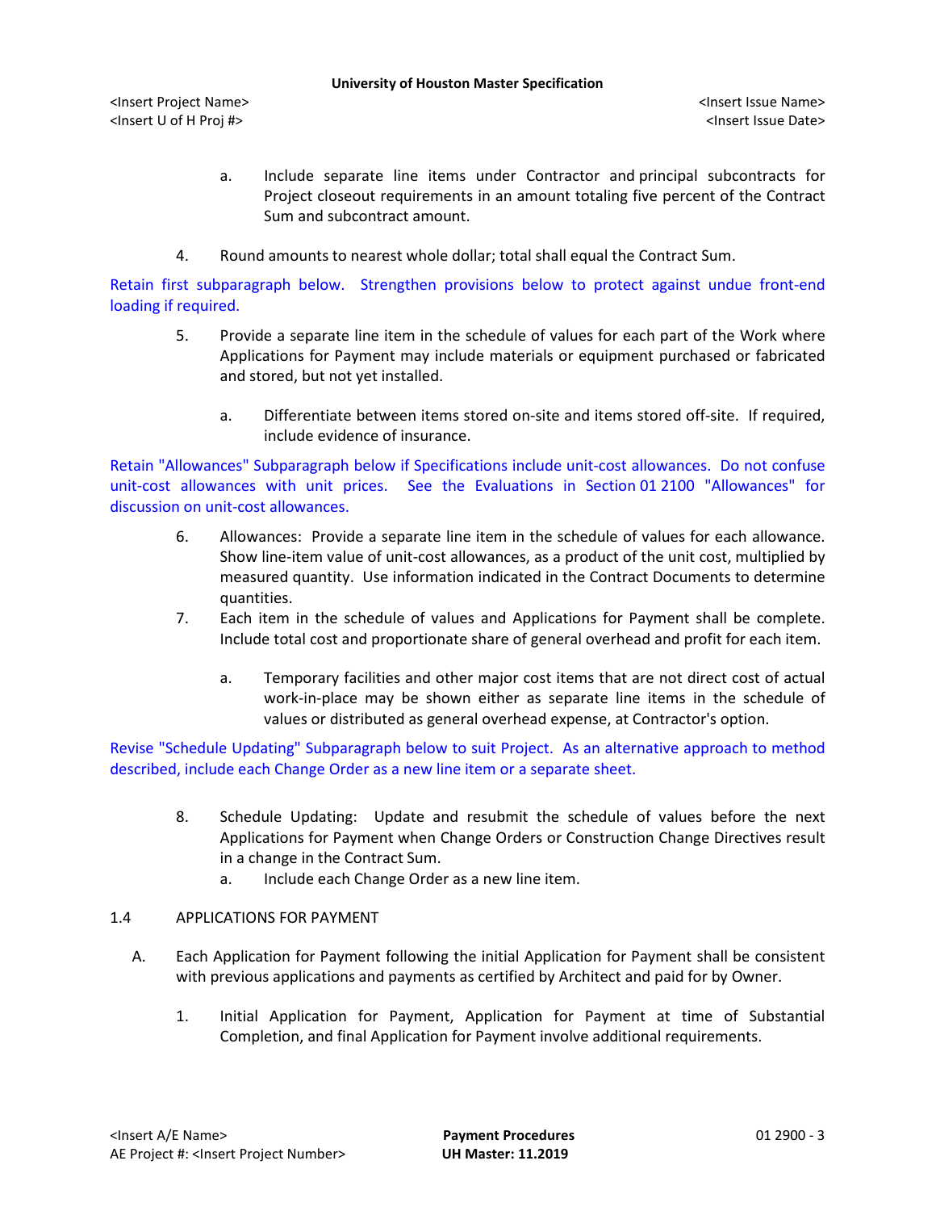a. Include separate line items under Contractor and principal subcontracts for Project closeout requirements in an amount totaling five percent of the Contract Sum and subcontract amount.

4. Round amounts to nearest whole dollar; total shall equal the Contract Sum.

Retain first subparagraph below. Strengthen provisions below to protect against undue front-end loading if required.

5. Provide a separate line item in the schedule of values for each part of the Work where Applications for Payment may include materials or equipment purchased or fabricated and stored, but not yet installed.

    a. Differentiate between items stored on-site and items stored off-site. If required, include evidence of insurance.

Retain "Allowances" Subparagraph below if Specifications include unit-cost allowances. Do not confuse unit-cost allowances with unit prices. See the Evaluations in Section 01 2100 "Allowances" for discussion on unit-cost allowances.

6. Allowances: Provide a separate line item in the schedule of values for each allowance. Show line-item value of unit-cost allowances, as a product of the unit cost, multiplied by measured quantity. Use information indicated in the Contract Documents to determine quantities.

7. Each item in the schedule of values and Applications for Payment shall be complete. Include total cost and proportionate share of general overhead and profit for each item.

    a. Temporary facilities and other major cost items that are not direct cost of actual work-in-place may be shown either as separate line items in the schedule of values or distributed as general overhead expense, at Contractor's option.

Revise "Schedule Updating" Subparagraph below to suit Project. As an alternative approach to method described, include each Change Order as a new line item or a separate sheet.

8. Schedule Updating: Update and resubmit the schedule of values before the next Applications for Payment when Change Orders or Construction Change Directives result in a change in the Contract Sum.

    a. Include each Change Order as a new line item.

## 1.4 APPLICATIONS FOR PAYMENT

A. Each Application for Payment following the initial Application for Payment shall be consistent with previous applications and payments as certified by Architect and paid for by Owner.

1. Initial Application for Payment, Application for Payment at time of Substantial Completion, and final Application for Payment involve additional requirements.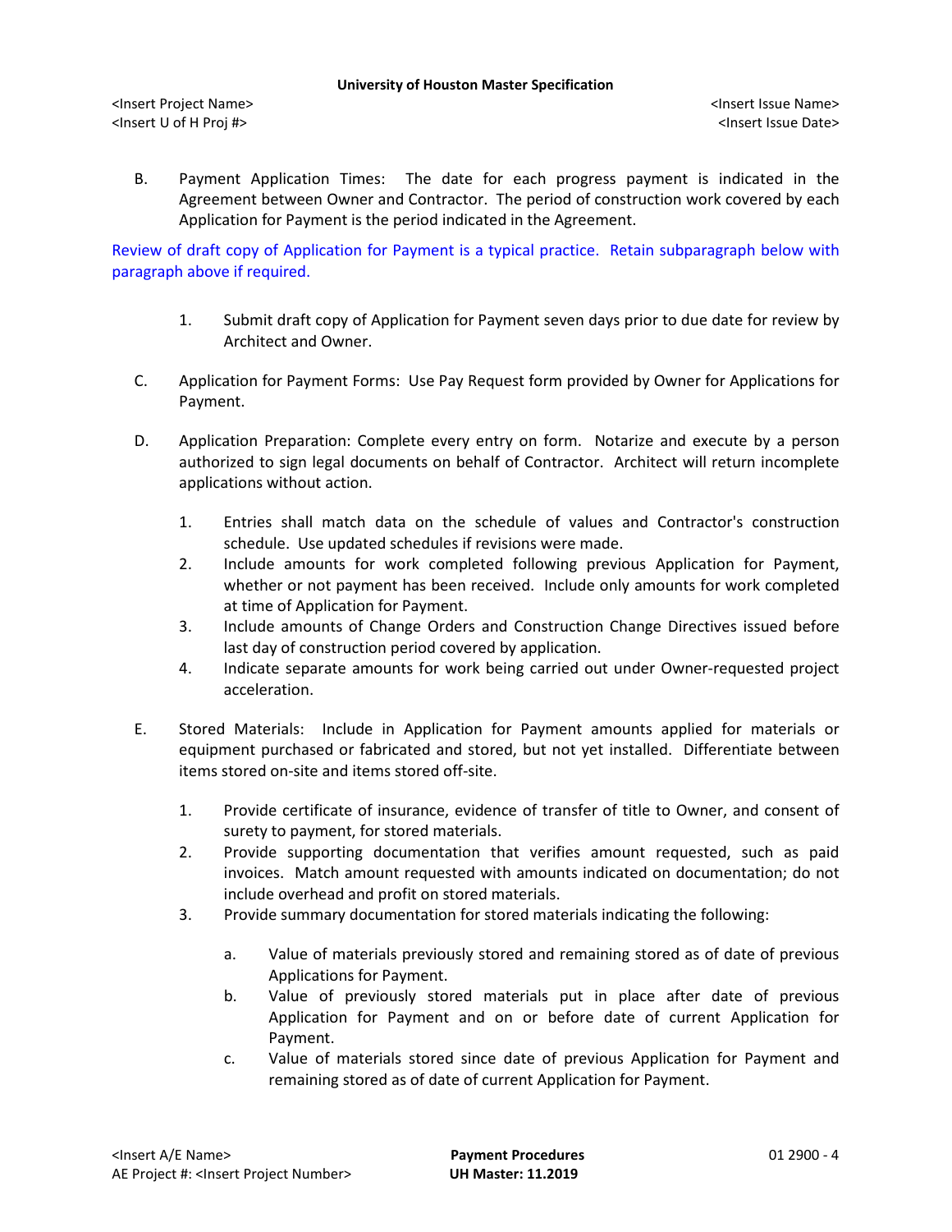B. Payment Application Times: The date for each progress payment is indicated in the Agreement between Owner and Contractor. The period of construction work covered by each Application for Payment is the period indicated in the Agreement.

Review of draft copy of Application for Payment is a typical practice. Retain subparagraph below with paragraph above if required.

1. Submit draft copy of Application for Payment seven days prior to due date for review by Architect and Owner.

C. Application for Payment Forms: Use Pay Request form provided by Owner for Applications for Payment.

D. Application Preparation: Complete every entry on form. Notarize and execute by a person authorized to sign legal documents on behalf of Contractor. Architect will return incomplete applications without action.

1. Entries shall match data on the schedule of values and Contractor's construction schedule. Use updated schedules if revisions were made.
2. Include amounts for work completed following previous Application for Payment, whether or not payment has been received. Include only amounts for work completed at time of Application for Payment.
3. Include amounts of Change Orders and Construction Change Directives issued before last day of construction period covered by application.
4. Indicate separate amounts for work being carried out under Owner-requested project acceleration.

E. Stored Materials: Include in Application for Payment amounts applied for materials or equipment purchased or fabricated and stored, but not yet installed. Differentiate between items stored on-site and items stored off-site.

1. Provide certificate of insurance, evidence of transfer of title to Owner, and consent of surety to payment, for stored materials.
2. Provide supporting documentation that verifies amount requested, such as paid invoices. Match amount requested with amounts indicated on documentation; do not include overhead and profit on stored materials.
3. Provide summary documentation for stored materials indicating the following:

   a. Value of materials previously stored and remaining stored as of date of previous Applications for Payment.
   b. Value of previously stored materials put in place after date of previous Application for Payment and on or before date of current Application for Payment.
   c. Value of materials stored since date of previous Application for Payment and remaining stored as of date of current Application for Payment.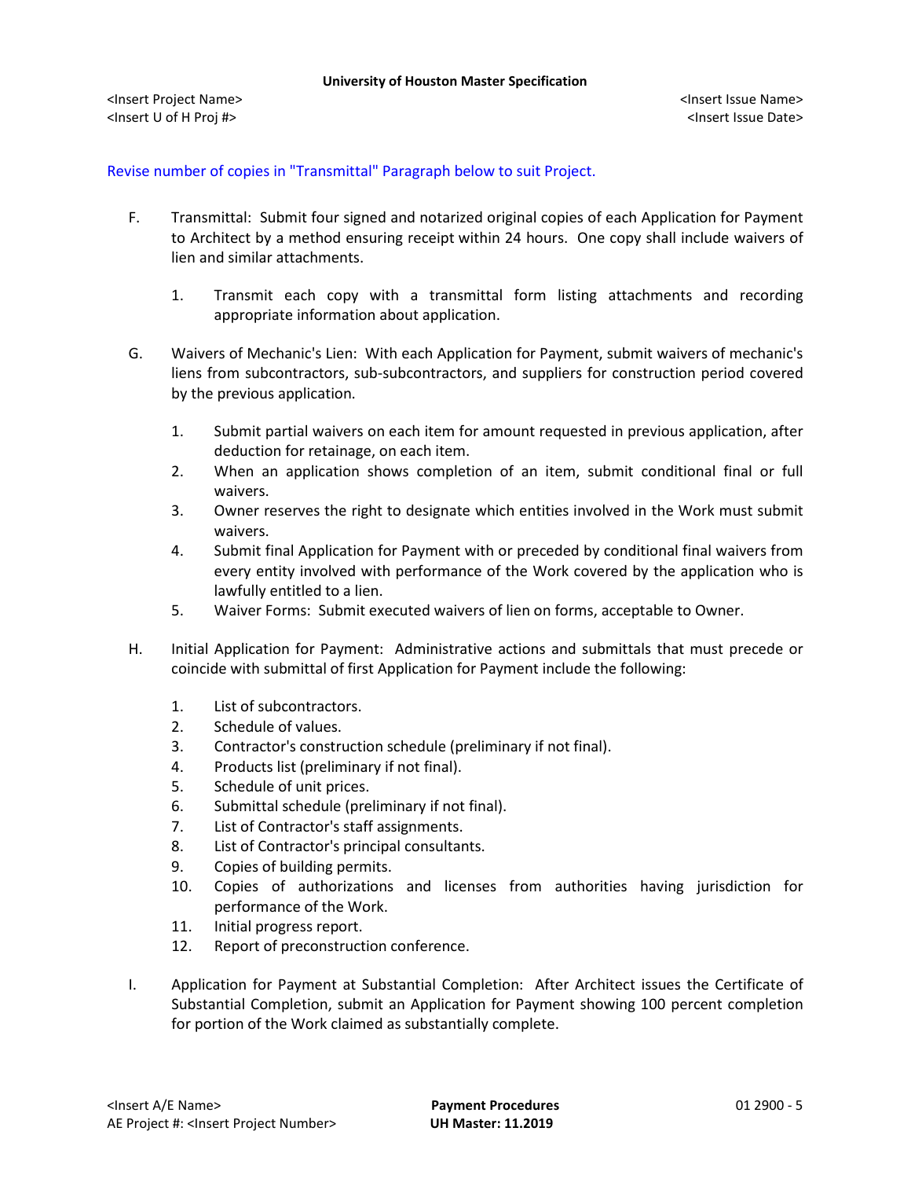Revise number of copies in "Transmittal" Paragraph below to suit Project.

F. Transmittal: Submit four signed and notarized original copies of each Application for Payment to Architect by a method ensuring receipt within 24 hours. One copy shall include waivers of lien and similar attachments.

   1. Transmit each copy with a transmittal form listing attachments and recording appropriate information about application.

G. Waivers of Mechanic's Lien: With each Application for Payment, submit waivers of mechanic's liens from subcontractors, sub-subcontractors, and suppliers for construction period covered by the previous application.

   1. Submit partial waivers on each item for amount requested in previous application, after deduction for retainage, on each item.
   2. When an application shows completion of an item, submit conditional final or full waivers.
   3. Owner reserves the right to designate which entities involved in the Work must submit waivers.
   4. Submit final Application for Payment with or preceded by conditional final waivers from every entity involved with performance of the Work covered by the application who is lawfully entitled to a lien.
   5. Waiver Forms: Submit executed waivers of lien on forms, acceptable to Owner.

H. Initial Application for Payment: Administrative actions and submittals that must precede or coincide with submittal of first Application for Payment include the following:

   1. List of subcontractors.
   2. Schedule of values.
   3. Contractor's construction schedule (preliminary if not final).
   4. Products list (preliminary if not final).
   5. Schedule of unit prices.
   6. Submittal schedule (preliminary if not final).
   7. List of Contractor's staff assignments.
   8. List of Contractor's principal consultants.
   9. Copies of building permits.
   10. Copies of authorizations and licenses from authorities having jurisdiction for performance of the Work.
   11. Initial progress report.
   12. Report of preconstruction conference.

I. Application for Payment at Substantial Completion: After Architect issues the Certificate of Substantial Completion, submit an Application for Payment showing 100 percent completion for portion of the Work claimed as substantially complete.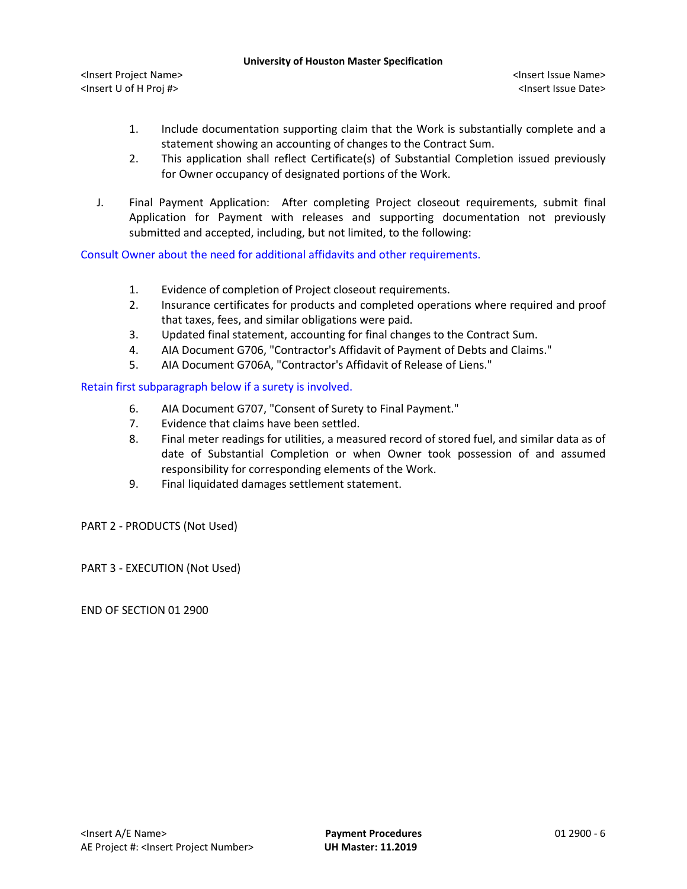1. Include documentation supporting claim that the Work is substantially complete and a statement showing an accounting of changes to the Contract Sum.
2. This application shall reflect Certificate(s) of Substantial Completion issued previously for Owner occupancy of designated portions of the Work.

J. Final Payment Application: After completing Project closeout requirements, submit final Application for Payment with releases and supporting documentation not previously submitted and accepted, including, but not limited, to the following:

Consult Owner about the need for additional affidavits and other requirements.

1. Evidence of completion of Project closeout requirements.
2. Insurance certificates for products and completed operations where required and proof that taxes, fees, and similar obligations were paid.
3. Updated final statement, accounting for final changes to the Contract Sum.
4. AIA Document G706, "Contractor's Affidavit of Payment of Debts and Claims."
5. AIA Document G706A, "Contractor's Affidavit of Release of Liens."

Retain first subparagraph below if a surety is involved.

6. AIA Document G707, "Consent of Surety to Final Payment."
7. Evidence that claims have been settled.
8. Final meter readings for utilities, a measured record of stored fuel, and similar data as of date of Substantial Completion or when Owner took possession of and assumed responsibility for corresponding elements of the Work.
9. Final liquidated damages settlement statement.

PART 2 - PRODUCTS (Not Used)

PART 3 - EXECUTION (Not Used)

END OF SECTION 01 2900